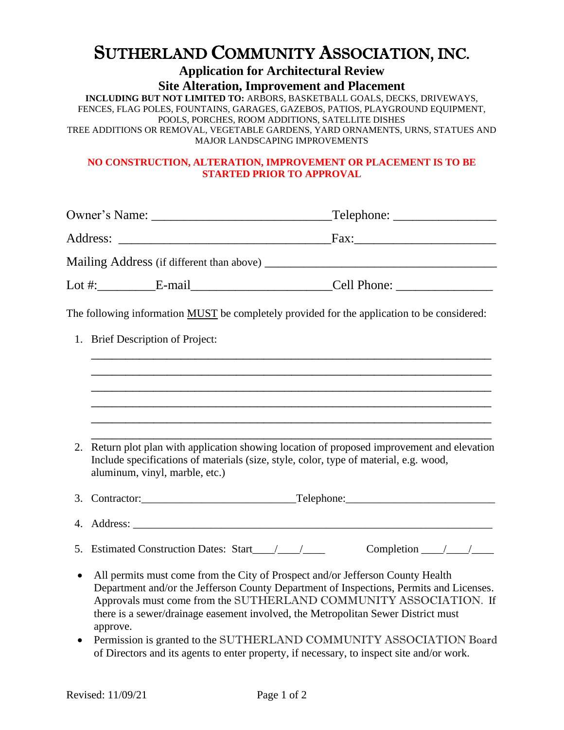# SUTHERLAND COMMUNITY ASSOCIATION, INC.

## Application for Architectural Review

## Site Alteration, Improvement and Placement

**INCLUDING BUT NOT LIMITED TO:** ARBORS, BASKETBALL GOALS, DECKS, DRIVEWAYS, FENCES, FLAG POLES, FOUNTAINS, GARAGES, GAZEBOS, PATIOS, PLAYGROUND EQUIPMENT, POOLS, PORCHES, ROOM ADDITIONS, SATELLITE DISHES TREE ADDITIONS OR REMOVAL, VEGETABLE GARDENS, YARD ORNAMENTS, URNS, STATUES AND MAJOR LANDSCAPING IMPROVEMENTS

**NO CONSTRUCTION, ALTERATION, IMPROVEMENT OR PLACEMENT IS TO BE STARTED PRIOR TO APPROVAL**

Owner's Name: ___________________________ Telephone: _______________

Address: ________________________________ Fax: _____________________

Mailing Address (if different than above) ____________________________________

Lot #: _________ E-mail _____________________ Cell Phone: _______________

The following information MUST be completely provided for the application to be considered:

1. Brief Description of Project:

   ______________________________________________________________________

   ______________________________________________________________________

   ______________________________________________________________________

   ______________________________________________________________________

   ______________________________________________________________________

   ______________________________________________________________________

2. Return plot plan with application showing location of proposed improvement and elevation Include specifications of materials (size, style, color, type of material, e.g. wood, aluminum, vinyl, marble, etc.)

3. Contractor: ___________________________ Telephone: __________________________

4. Address: ______________________________________________________________________

5. Estimated Construction Dates: Start____/____/____ Completion ____/____/____

- All permits must come from the City of Prospect and/or Jefferson County Health Department and/or the Jefferson County Department of Inspections, Permits and Licenses. Approvals must come from the SUTHERLAND COMMUNITY ASSOCIATION. If there is a sewer/drainage easement involved, the Metropolitan Sewer District must approve.
- Permission is granted to the SUTHERLAND COMMUNITY ASSOCIATION Board of Directors and its agents to enter property, if necessary, to inspect site and/or work.

Revised: 11/09/21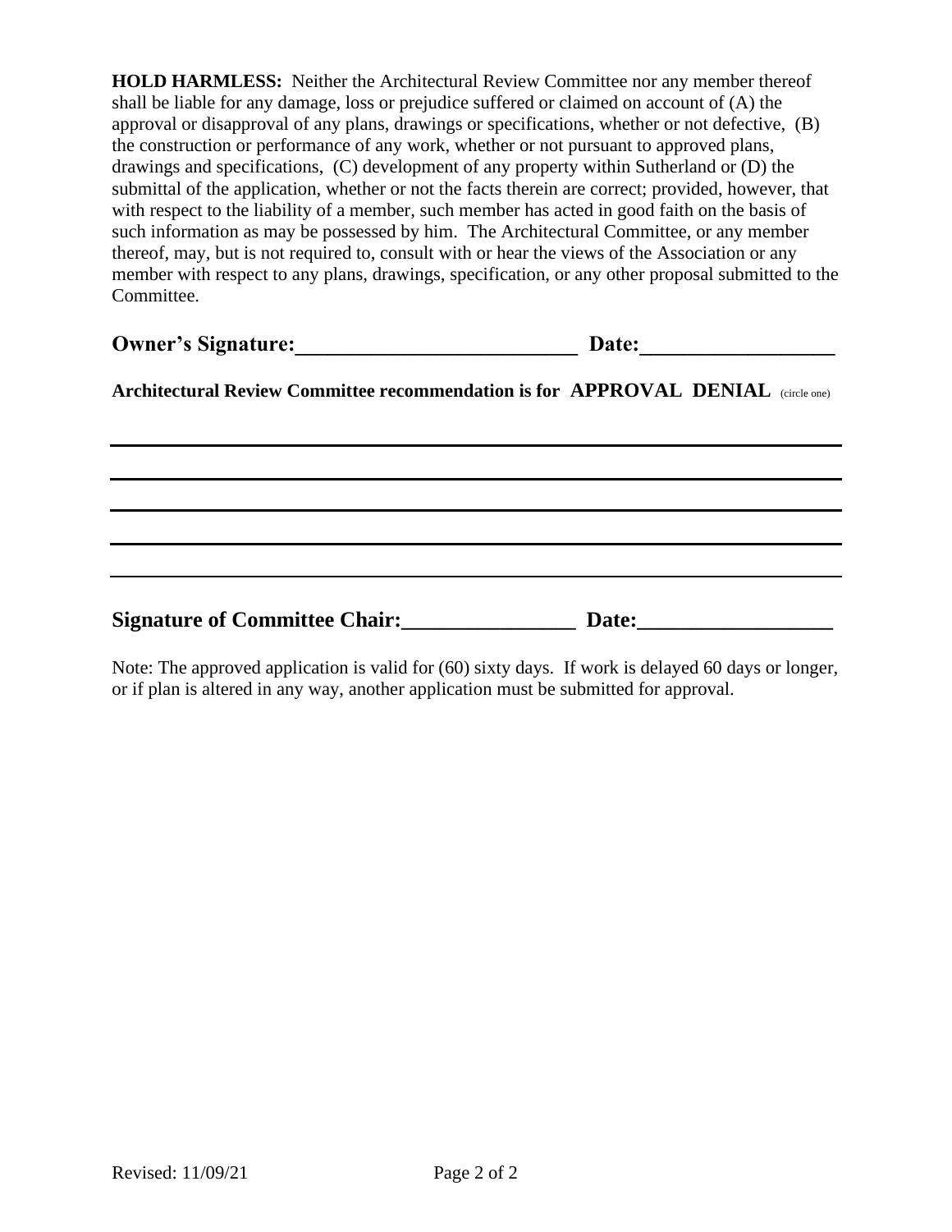**HOLD HARMLESS:** Neither the Architectural Review Committee nor any member thereof shall be liable for any damage, loss or prejudice suffered or claimed on account of (A) the approval or disapproval of any plans, drawings or specifications, whether or not defective, (B) the construction or performance of any work, whether or not pursuant to approved plans, drawings and specifications, (C) development of any property within Sutherland or (D) the submittal of the application, whether or not the facts therein are correct; provided, however, that with respect to the liability of a member, such member has acted in good faith on the basis of such information as may be possessed by him. The Architectural Committee, or any member thereof, may, but is not required to, consult with or hear the views of the Association or any member with respect to any plans, drawings, specification, or any other proposal submitted to the Committee.

**Owner's Signature:\_\_\_\_\_\_\_\_\_\_\_\_\_\_\_\_\_\_\_\_\_\_\_\_\_\_\_ Date:\_\_\_\_\_\_\_\_\_\_\_\_\_\_\_\_\_\_**

**Architectural Review Committee recommendation is for APPROVAL DENIAL** (circle one)

\_\_\_\_\_\_\_\_\_\_\_\_\_\_\_\_\_\_\_\_\_\_\_\_\_\_\_\_\_\_\_\_\_\_\_\_\_\_\_\_\_\_\_\_\_\_\_\_\_\_\_\_\_\_\_\_\_\_\_\_\_\_\_\_\_\_\_\_

\_\_\_\_\_\_\_\_\_\_\_\_\_\_\_\_\_\_\_\_\_\_\_\_\_\_\_\_\_\_\_\_\_\_\_\_\_\_\_\_\_\_\_\_\_\_\_\_\_\_\_\_\_\_\_\_\_\_\_\_\_\_\_\_\_\_\_\_

\_\_\_\_\_\_\_\_\_\_\_\_\_\_\_\_\_\_\_\_\_\_\_\_\_\_\_\_\_\_\_\_\_\_\_\_\_\_\_\_\_\_\_\_\_\_\_\_\_\_\_\_\_\_\_\_\_\_\_\_\_\_\_\_\_\_\_\_

\_\_\_\_\_\_\_\_\_\_\_\_\_\_\_\_\_\_\_\_\_\_\_\_\_\_\_\_\_\_\_\_\_\_\_\_\_\_\_\_\_\_\_\_\_\_\_\_\_\_\_\_\_\_\_\_\_\_\_\_\_\_\_\_\_\_\_\_

\_\_\_\_\_\_\_\_\_\_\_\_\_\_\_\_\_\_\_\_\_\_\_\_\_\_\_\_\_\_\_\_\_\_\_\_\_\_\_\_\_\_\_\_\_\_\_\_\_\_\_\_\_\_\_\_\_\_\_\_\_\_\_\_\_\_\_\_

**Signature of Committee Chair:\_\_\_\_\_\_\_\_\_\_\_\_\_\_\_\_ Date:\_\_\_\_\_\_\_\_\_\_\_\_\_\_\_\_\_\_**

Note: The approved application is valid for (60) sixty days. If work is delayed 60 days or longer, or if plan is altered in any way, another application must be submitted for approval.

Revised: 11/09/21